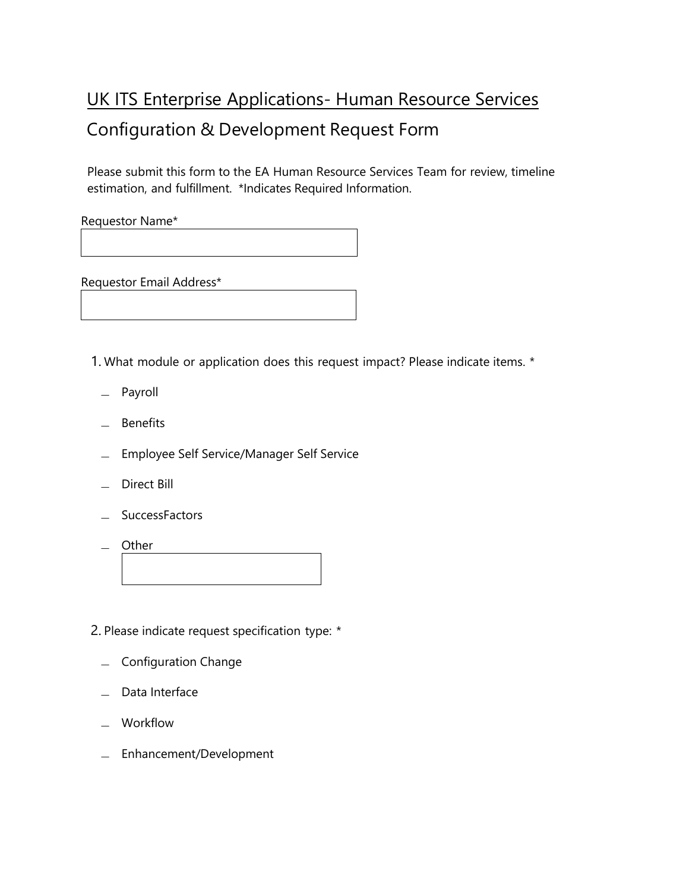# UK ITS Enterprise Applications- Human Resource Services

## Configuration & Development Request Form

Please submit this form to the EA Human Resource Services Team for review, timeline estimation, and fulfillment. *Indicates Required Information.

Requestor Name*

Requestor Email Address*

1. What module or application does this request impact? Please indicate items. *

   - Payroll
   - Benefits
   - Employee Self Service/Manager Self Service
   - Direct Bill
   - SuccessFactors
   - Other

2. Please indicate request specification type: *

   - Configuration Change
   - Data Interface
   - Workflow
   - Enhancement/Development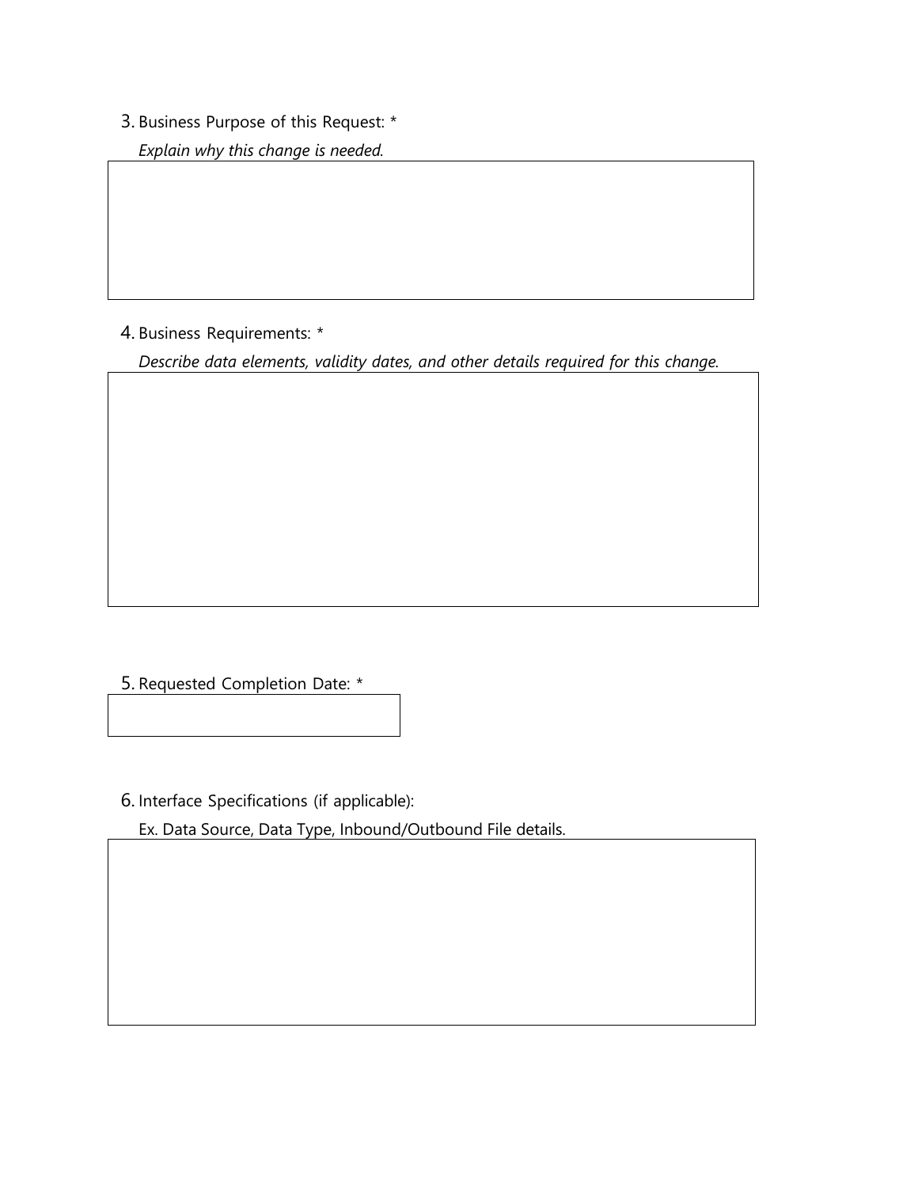3. Business Purpose of this Request: *

   *Explain why this change is needed.*

4. Business Requirements: *

   *Describe data elements, validity dates, and other details required for this change.*

5. Requested Completion Date: *

6. Interface Specifications (if applicable):

   Ex. Data Source, Data Type, Inbound/Outbound File details.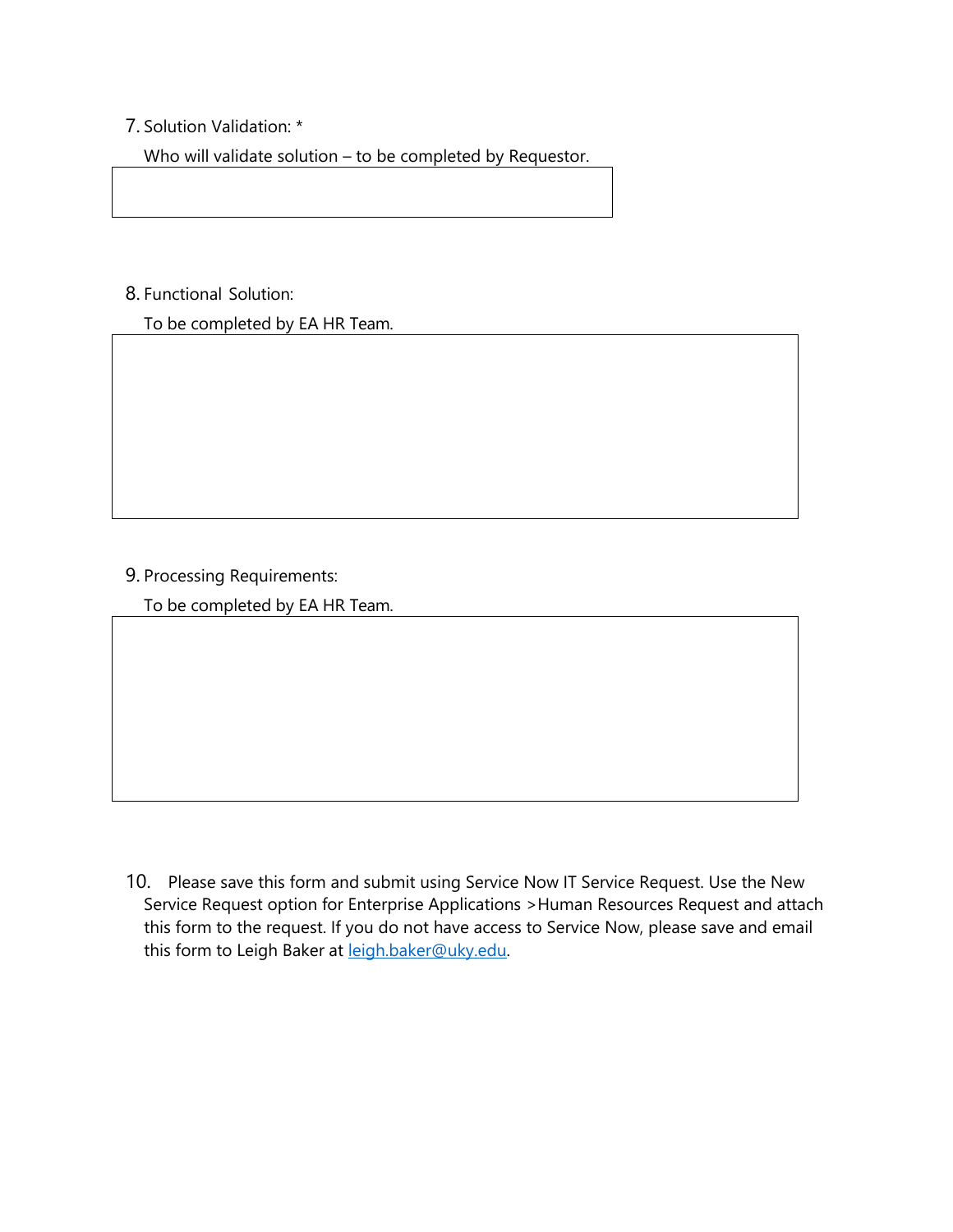7. Solution Validation: *

   Who will validate solution – to be completed by Requestor.

8. Functional Solution:

   To be completed by EA HR Team.

9. Processing Requirements:

   To be completed by EA HR Team.

10. Please save this form and submit using Service Now IT Service Request. Use the New Service Request option for Enterprise Applications >Human Resources Request and attach this form to the request. If you do not have access to Service Now, please save and email this form to Leigh Baker at [leigh.baker@uky.edu](mailto:leigh.baker@uky.edu).